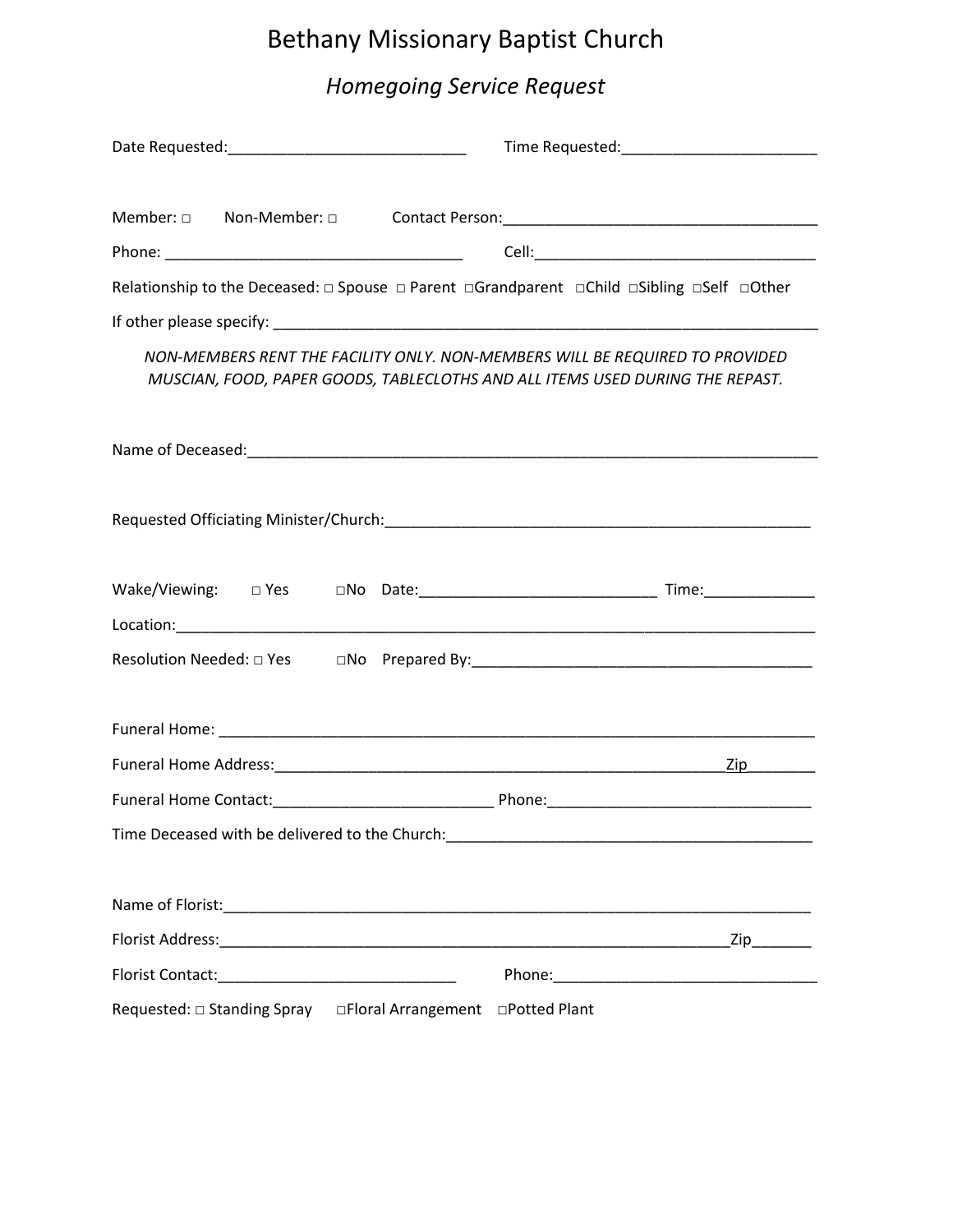# Bethany Missionary Baptist Church

## *Homegoing Service Request*

Date Requested:____________________________ Time Requested:_______________________

Member: □ Non-Member: □ Contact Person:_____________________________________

Phone: ___________________________________ Cell:_________________________________

Relationship to the Deceased: □ Spouse □ Parent □Grandparent □Child □Sibling □Self □Other

If other please specify: _________________________________________________________________

*NON-MEMBERS RENT THE FACILITY ONLY. NON-MEMBERS WILL BE REQUIRED TO PROVIDED MUSCIAN, FOOD, PAPER GOODS, TABLECLOTHS AND ALL ITEMS USED DURING THE REPAST.*

Name of Deceased:_____________________________________________________________________

Requested Officiating Minister/Church:____________________________________________________

Wake/Viewing: □ Yes □No Date:___________________________ Time:_____________

Location:_____________________________________________________________________________

Resolution Needed: □ Yes □No Prepared By:________________________________________

Funeral Home: ________________________________________________________________________

Funeral Home Address:_______________________________________________________Zip________

Funeral Home Contact:__________________________ Phone:_______________________________

Time Deceased with be delivered to the Church:____________________________________________

Name of Florist:_______________________________________________________________________

Florist Address:__________________________________________________________Zip_______

Florist Contact:____________________________ Phone:_______________________________

Requested: □ Standing Spray □Floral Arrangement □Potted Plant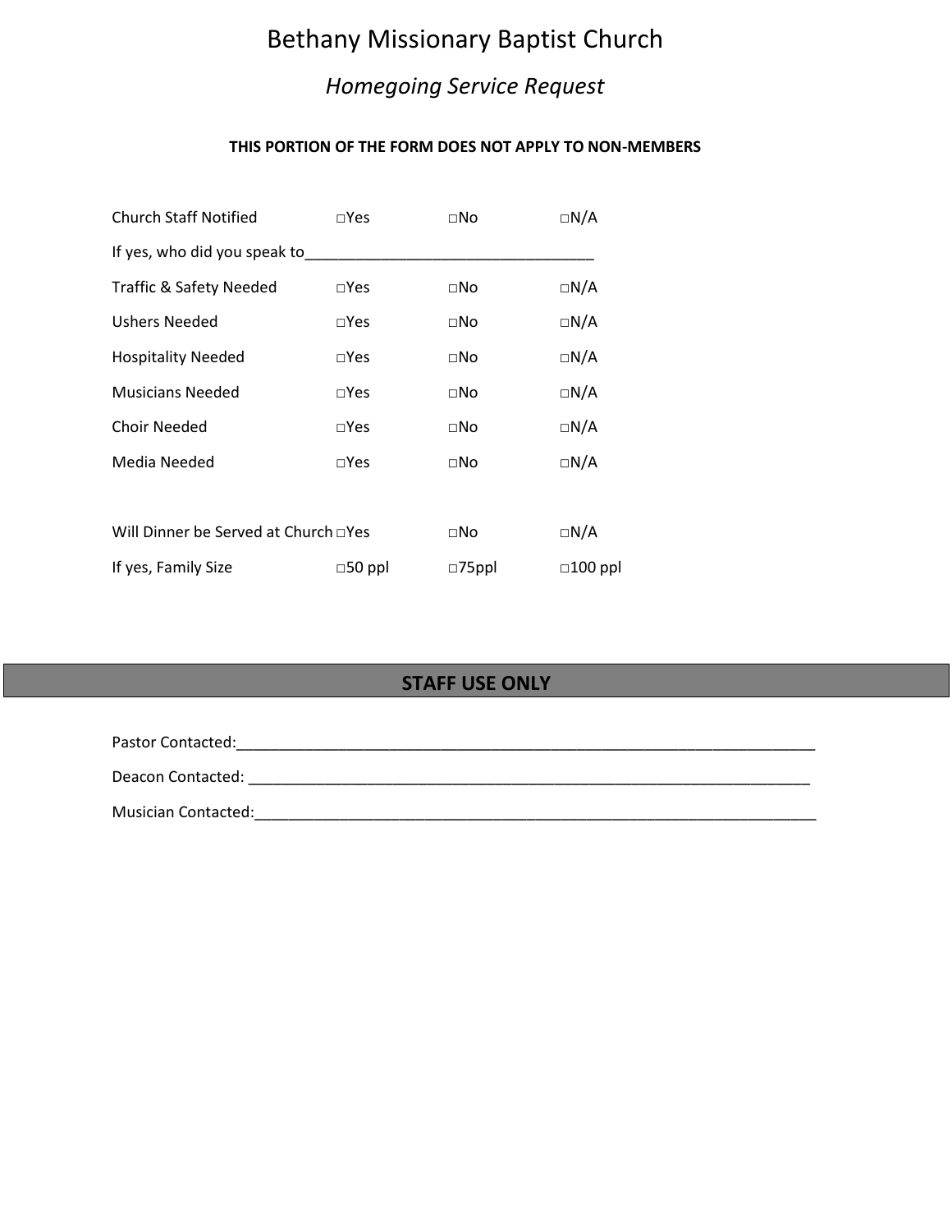# Bethany Missionary Baptist Church

## *Homegoing Service Request*

**THIS PORTION OF THE FORM DOES NOT APPLY TO NON-MEMBERS**

| | | | |
|---|---|---|---|
| Church Staff Notified | □Yes | □No | □N/A |
| If yes, who did you speak to__________________________________ | | | |
| Traffic & Safety Needed | □Yes | □No | □N/A |
| Ushers Needed | □Yes | □No | □N/A |
| Hospitality Needed | □Yes | □No | □N/A |
| Musicians Needed | □Yes | □No | □N/A |
| Choir Needed | □Yes | □No | □N/A |
| Media Needed | □Yes | □No | □N/A |
| Will Dinner be Served at Church | □Yes | □No | □N/A |
| If yes, Family Size | □50 ppl | □75ppl | □100 ppl |

## STAFF USE ONLY

Pastor Contacted:______________________________________________________________________

Deacon Contacted: _____________________________________________________________________

Musician Contacted:____________________________________________________________________